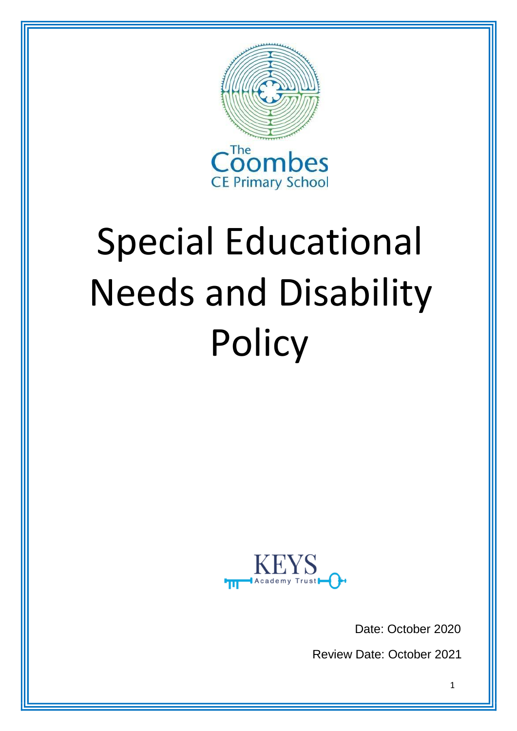The Coombes CE Primary School

# Special Educational Needs and Disability Policy

KEYS Academy Trust

Date: October 2020

Review Date: October 2021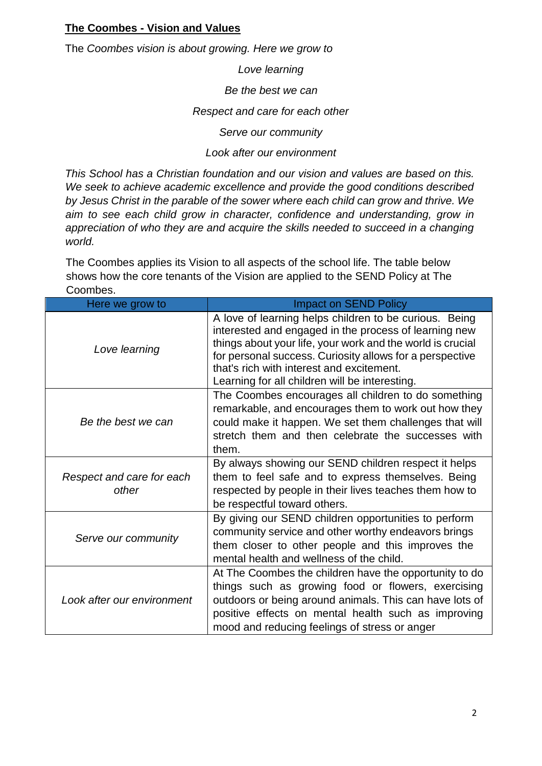## **The Coombes - Vision and Values**

The *Coombes vision is about growing. Here we grow to*

*Love learning*

*Be the best we can*

*Respect and care for each other*

*Serve our community*

*Look after our environment*

*This School has a Christian foundation and our vision and values are based on this. We seek to achieve academic excellence and provide the good conditions described by Jesus Christ in the parable of the sower where each child can grow and thrive. We aim to see each child grow in character, confidence and understanding, grow in appreciation of who they are and acquire the skills needed to succeed in a changing world.*

The Coombes applies its Vision to all aspects of the school life. The table below shows how the core tenants of the Vision are applied to the SEND Policy at The Coombes.

| Here we grow to | Impact on SEND Policy |
|---|---|
| *Love learning* | A love of learning helps children to be curious. Being interested and engaged in the process of learning new things about your life, your work and the world is crucial for personal success. Curiosity allows for a perspective that's rich with interest and excitement.<br>Learning for all children will be interesting. |
| *Be the best we can* | The Coombes encourages all children to do something remarkable, and encourages them to work out how they could make it happen. We set them challenges that will stretch them and then celebrate the successes with them. |
| *Respect and care for each other* | By always showing our SEND children respect it helps them to feel safe and to express themselves. Being respected by people in their lives teaches them how to be respectful toward others. |
| *Serve our community* | By giving our SEND children opportunities to perform community service and other worthy endeavors brings them closer to other people and this improves the mental health and wellness of the child. |
| *Look after our environment* | At The Coombes the children have the opportunity to do things such as growing food or flowers, exercising outdoors or being around animals. This can have lots of positive effects on mental health such as improving mood and reducing feelings of stress or anger |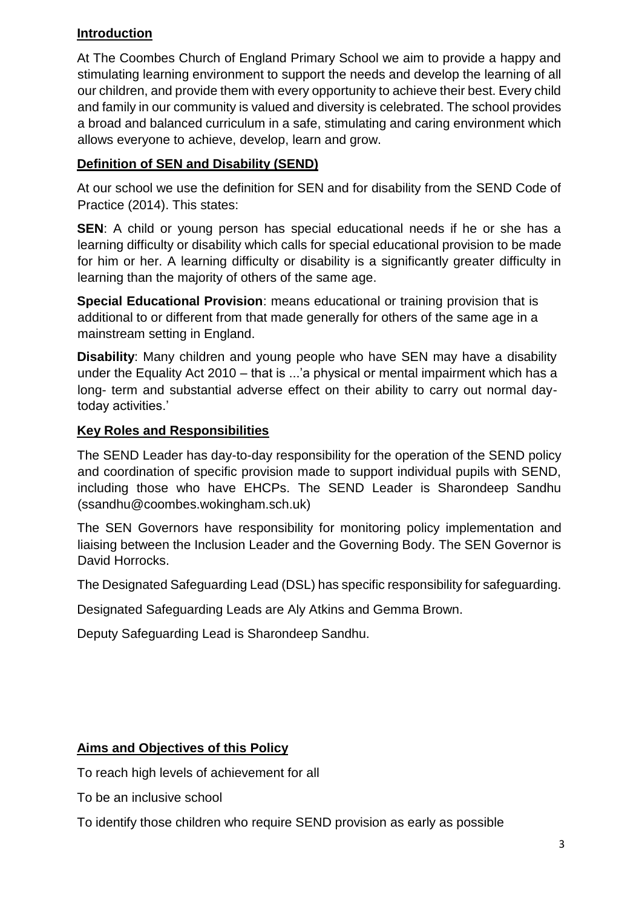## Introduction

At The Coombes Church of England Primary School we aim to provide a happy and stimulating learning environment to support the needs and develop the learning of all our children, and provide them with every opportunity to achieve their best. Every child and family in our community is valued and diversity is celebrated. The school provides a broad and balanced curriculum in a safe, stimulating and caring environment which allows everyone to achieve, develop, learn and grow.

## Definition of SEN and Disability (SEND)

At our school we use the definition for SEN and for disability from the SEND Code of Practice (2014). This states:

**SEN**: A child or young person has special educational needs if he or she has a learning difficulty or disability which calls for special educational provision to be made for him or her. A learning difficulty or disability is a significantly greater difficulty in learning than the majority of others of the same age.

**Special Educational Provision**: means educational or training provision that is additional to or different from that made generally for others of the same age in a mainstream setting in England.

**Disability**: Many children and young people who have SEN may have a disability under the Equality Act 2010 – that is ...'a physical or mental impairment which has a long- term and substantial adverse effect on their ability to carry out normal daytoday activities.'

## Key Roles and Responsibilities

The SEND Leader has day-to-day responsibility for the operation of the SEND policy and coordination of specific provision made to support individual pupils with SEND, including those who have EHCPs. The SEND Leader is Sharondeep Sandhu (ssandhu@coombes.wokingham.sch.uk)

The SEN Governors have responsibility for monitoring policy implementation and liaising between the Inclusion Leader and the Governing Body. The SEN Governor is David Horrocks.

The Designated Safeguarding Lead (DSL) has specific responsibility for safeguarding.

Designated Safeguarding Leads are Aly Atkins and Gemma Brown.

Deputy Safeguarding Lead is Sharondeep Sandhu.

## Aims and Objectives of this Policy

To reach high levels of achievement for all

To be an inclusive school

To identify those children who require SEND provision as early as possible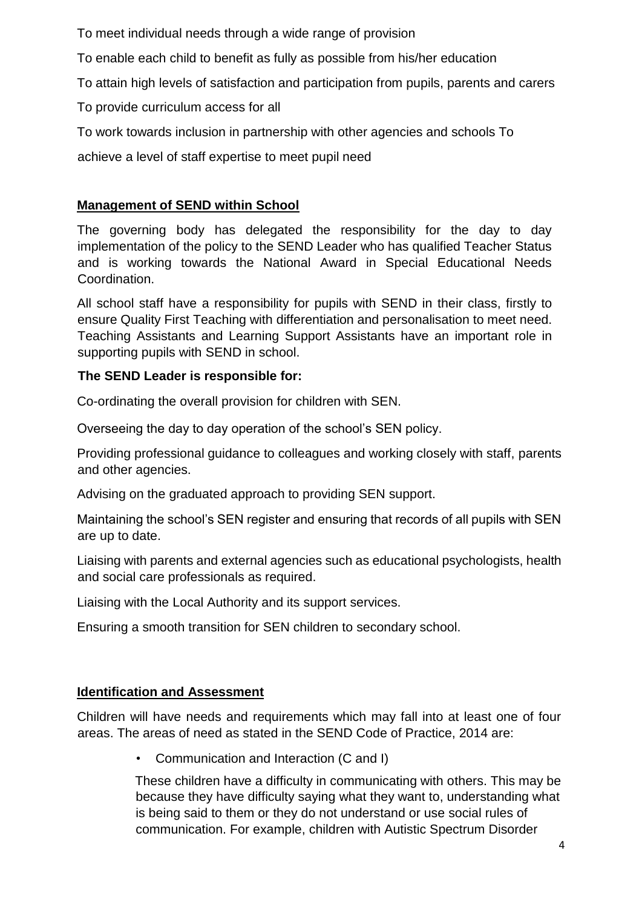To meet individual needs through a wide range of provision

To enable each child to benefit as fully as possible from his/her education

To attain high levels of satisfaction and participation from pupils, parents and carers

To provide curriculum access for all

To work towards inclusion in partnership with other agencies and schools To achieve a level of staff expertise to meet pupil need

## Management of SEND within School

The governing body has delegated the responsibility for the day to day implementation of the policy to the SEND Leader who has qualified Teacher Status and is working towards the National Award in Special Educational Needs Coordination.

All school staff have a responsibility for pupils with SEND in their class, firstly to ensure Quality First Teaching with differentiation and personalisation to meet need. Teaching Assistants and Learning Support Assistants have an important role in supporting pupils with SEND in school.

**The SEND Leader is responsible for:**

Co-ordinating the overall provision for children with SEN.

Overseeing the day to day operation of the school's SEN policy.

Providing professional guidance to colleagues and working closely with staff, parents and other agencies.

Advising on the graduated approach to providing SEN support.

Maintaining the school's SEN register and ensuring that records of all pupils with SEN are up to date.

Liaising with parents and external agencies such as educational psychologists, health and social care professionals as required.

Liaising with the Local Authority and its support services.

Ensuring a smooth transition for SEN children to secondary school.

## Identification and Assessment

Children will have needs and requirements which may fall into at least one of four areas. The areas of need as stated in the SEND Code of Practice, 2014 are:

- Communication and Interaction (C and I)

  These children have a difficulty in communicating with others. This may be because they have difficulty saying what they want to, understanding what is being said to them or they do not understand or use social rules of communication. For example, children with Autistic Spectrum Disorder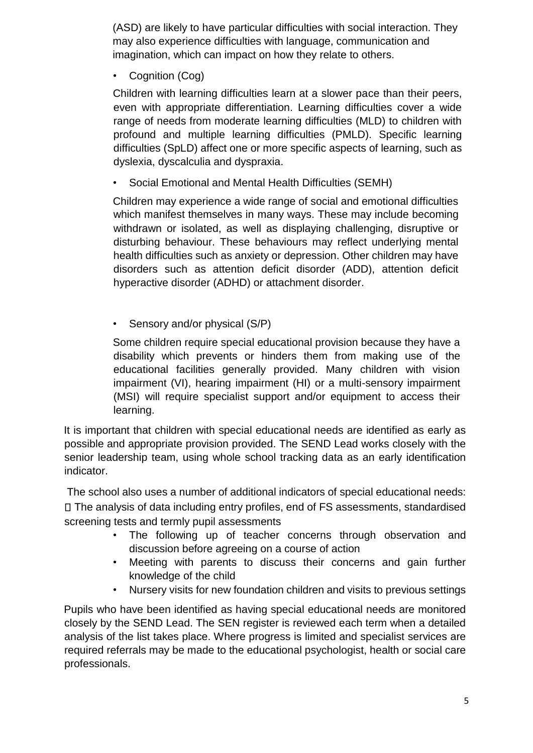(ASD) are likely to have particular difficulties with social interaction. They may also experience difficulties with language, communication and imagination, which can impact on how they relate to others.

- Cognition (Cog)

Children with learning difficulties learn at a slower pace than their peers, even with appropriate differentiation. Learning difficulties cover a wide range of needs from moderate learning difficulties (MLD) to children with profound and multiple learning difficulties (PMLD). Specific learning difficulties (SpLD) affect one or more specific aspects of learning, such as dyslexia, dyscalculia and dyspraxia.

- Social Emotional and Mental Health Difficulties (SEMH)

Children may experience a wide range of social and emotional difficulties which manifest themselves in many ways. These may include becoming withdrawn or isolated, as well as displaying challenging, disruptive or disturbing behaviour. These behaviours may reflect underlying mental health difficulties such as anxiety or depression. Other children may have disorders such as attention deficit disorder (ADD), attention deficit hyperactive disorder (ADHD) or attachment disorder.

- Sensory and/or physical (S/P)

Some children require special educational provision because they have a disability which prevents or hinders them from making use of the educational facilities generally provided. Many children with vision impairment (VI), hearing impairment (HI) or a multi-sensory impairment (MSI) will require specialist support and/or equipment to access their learning.

It is important that children with special educational needs are identified as early as possible and appropriate provision provided. The SEND Lead works closely with the senior leadership team, using whole school tracking data as an early identification indicator.

The school also uses a number of additional indicators of special educational needs:

- The analysis of data including entry profiles, end of FS assessments, standardised screening tests and termly pupil assessments
- The following up of teacher concerns through observation and discussion before agreeing on a course of action
- Meeting with parents to discuss their concerns and gain further knowledge of the child
- Nursery visits for new foundation children and visits to previous settings

Pupils who have been identified as having special educational needs are monitored closely by the SEND Lead. The SEN register is reviewed each term when a detailed analysis of the list takes place. Where progress is limited and specialist services are required referrals may be made to the educational psychologist, health or social care professionals.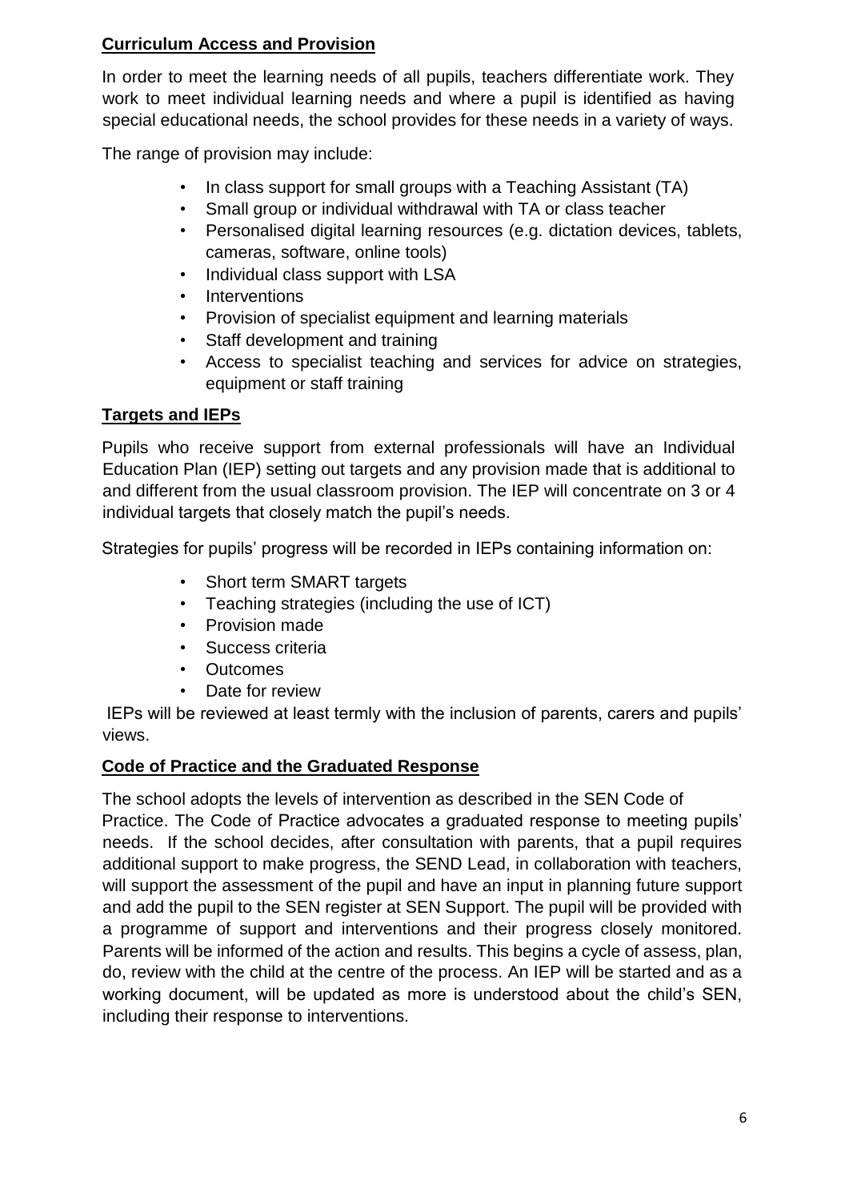## Curriculum Access and Provision

In order to meet the learning needs of all pupils, teachers differentiate work. They work to meet individual learning needs and where a pupil is identified as having special educational needs, the school provides for these needs in a variety of ways.

The range of provision may include:

- In class support for small groups with a Teaching Assistant (TA)
- Small group or individual withdrawal with TA or class teacher
- Personalised digital learning resources (e.g. dictation devices, tablets, cameras, software, online tools)
- Individual class support with LSA
- Interventions
- Provision of specialist equipment and learning materials
- Staff development and training
- Access to specialist teaching and services for advice on strategies, equipment or staff training

## Targets and IEPs

Pupils who receive support from external professionals will have an Individual Education Plan (IEP) setting out targets and any provision made that is additional to and different from the usual classroom provision. The IEP will concentrate on 3 or 4 individual targets that closely match the pupil's needs.

Strategies for pupils' progress will be recorded in IEPs containing information on:

- Short term SMART targets
- Teaching strategies (including the use of ICT)
- Provision made
- Success criteria
- Outcomes
- Date for review

IEPs will be reviewed at least termly with the inclusion of parents, carers and pupils' views.

## Code of Practice and the Graduated Response

The school adopts the levels of intervention as described in the SEN Code of Practice. The Code of Practice advocates a graduated response to meeting pupils' needs. If the school decides, after consultation with parents, that a pupil requires additional support to make progress, the SEND Lead, in collaboration with teachers, will support the assessment of the pupil and have an input in planning future support and add the pupil to the SEN register at SEN Support. The pupil will be provided with a programme of support and interventions and their progress closely monitored. Parents will be informed of the action and results. This begins a cycle of assess, plan, do, review with the child at the centre of the process. An IEP will be started and as a working document, will be updated as more is understood about the child's SEN, including their response to interventions.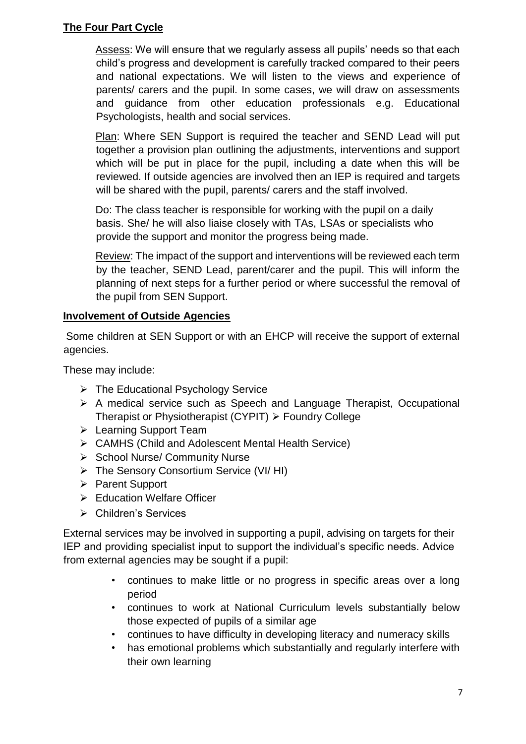## **The Four Part Cycle**

Assess: We will ensure that we regularly assess all pupils' needs so that each child's progress and development is carefully tracked compared to their peers and national expectations. We will listen to the views and experience of parents/ carers and the pupil. In some cases, we will draw on assessments and guidance from other education professionals e.g. Educational Psychologists, health and social services.

Plan: Where SEN Support is required the teacher and SEND Lead will put together a provision plan outlining the adjustments, interventions and support which will be put in place for the pupil, including a date when this will be reviewed. If outside agencies are involved then an IEP is required and targets will be shared with the pupil, parents/ carers and the staff involved.

Do: The class teacher is responsible for working with the pupil on a daily basis. She/ he will also liaise closely with TAs, LSAs or specialists who provide the support and monitor the progress being made.

Review: The impact of the support and interventions will be reviewed each term by the teacher, SEND Lead, parent/carer and the pupil. This will inform the planning of next steps for a further period or where successful the removal of the pupil from SEN Support.

## **Involvement of Outside Agencies**

Some children at SEN Support or with an EHCP will receive the support of external agencies.

These may include:

- The Educational Psychology Service
- A medical service such as Speech and Language Therapist, Occupational Therapist or Physiotherapist (CYPIT)
- Foundry College
- Learning Support Team
- CAMHS (Child and Adolescent Mental Health Service)
- School Nurse/ Community Nurse
- The Sensory Consortium Service (VI/ HI)
- Parent Support
- Education Welfare Officer
- Children's Services

External services may be involved in supporting a pupil, advising on targets for their IEP and providing specialist input to support the individual's specific needs. Advice from external agencies may be sought if a pupil:

- continues to make little or no progress in specific areas over a long period
- continues to work at National Curriculum levels substantially below those expected of pupils of a similar age
- continues to have difficulty in developing literacy and numeracy skills
- has emotional problems which substantially and regularly interfere with their own learning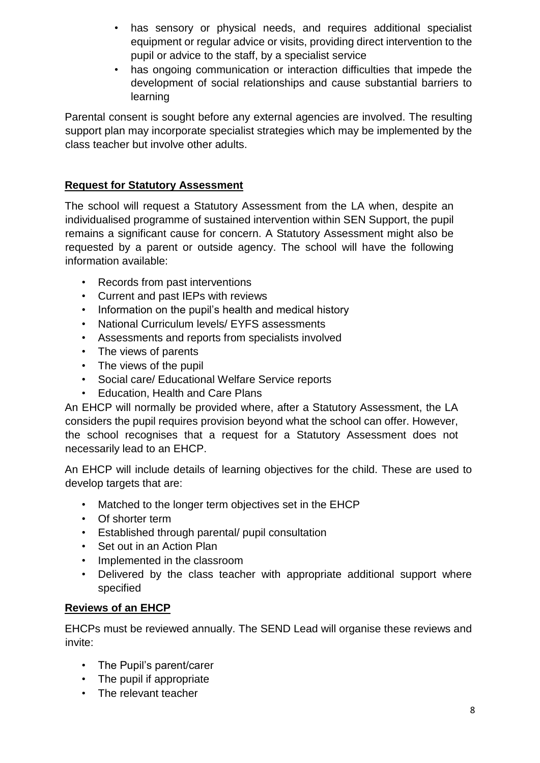- has sensory or physical needs, and requires additional specialist equipment or regular advice or visits, providing direct intervention to the pupil or advice to the staff, by a specialist service
- has ongoing communication or interaction difficulties that impede the development of social relationships and cause substantial barriers to learning

Parental consent is sought before any external agencies are involved. The resulting support plan may incorporate specialist strategies which may be implemented by the class teacher but involve other adults.

## Request for Statutory Assessment

The school will request a Statutory Assessment from the LA when, despite an individualised programme of sustained intervention within SEN Support, the pupil remains a significant cause for concern. A Statutory Assessment might also be requested by a parent or outside agency. The school will have the following information available:

- Records from past interventions
- Current and past IEPs with reviews
- Information on the pupil's health and medical history
- National Curriculum levels/ EYFS assessments
- Assessments and reports from specialists involved
- The views of parents
- The views of the pupil
- Social care/ Educational Welfare Service reports
- Education, Health and Care Plans

An EHCP will normally be provided where, after a Statutory Assessment, the LA considers the pupil requires provision beyond what the school can offer. However, the school recognises that a request for a Statutory Assessment does not necessarily lead to an EHCP.

An EHCP will include details of learning objectives for the child. These are used to develop targets that are:

- Matched to the longer term objectives set in the EHCP
- Of shorter term
- Established through parental/ pupil consultation
- Set out in an Action Plan
- Implemented in the classroom
- Delivered by the class teacher with appropriate additional support where specified

## Reviews of an EHCP

EHCPs must be reviewed annually. The SEND Lead will organise these reviews and invite:

- The Pupil's parent/carer
- The pupil if appropriate
- The relevant teacher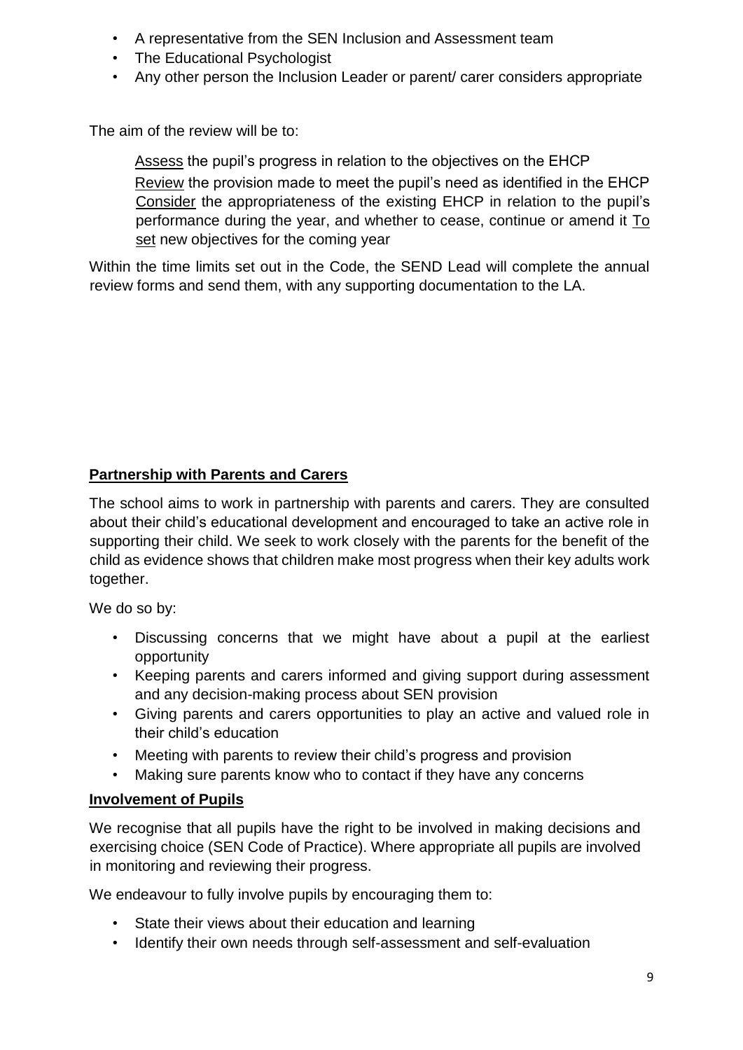- A representative from the SEN Inclusion and Assessment team
- The Educational Psychologist
- Any other person the Inclusion Leader or parent/ carer considers appropriate

The aim of the review will be to:

Assess the pupil's progress in relation to the objectives on the EHCP
Review the provision made to meet the pupil's need as identified in the EHCP
Consider the appropriateness of the existing EHCP in relation to the pupil's performance during the year, and whether to cease, continue or amend it To set new objectives for the coming year

Within the time limits set out in the Code, the SEND Lead will complete the annual review forms and send them, with any supporting documentation to the LA.

## Partnership with Parents and Carers

The school aims to work in partnership with parents and carers. They are consulted about their child's educational development and encouraged to take an active role in supporting their child. We seek to work closely with the parents for the benefit of the child as evidence shows that children make most progress when their key adults work together.

We do so by:

- Discussing concerns that we might have about a pupil at the earliest opportunity
- Keeping parents and carers informed and giving support during assessment and any decision-making process about SEN provision
- Giving parents and carers opportunities to play an active and valued role in their child's education
- Meeting with parents to review their child's progress and provision
- Making sure parents know who to contact if they have any concerns

## Involvement of Pupils

We recognise that all pupils have the right to be involved in making decisions and exercising choice (SEN Code of Practice). Where appropriate all pupils are involved in monitoring and reviewing their progress.

We endeavour to fully involve pupils by encouraging them to:

- State their views about their education and learning
- Identify their own needs through self-assessment and self-evaluation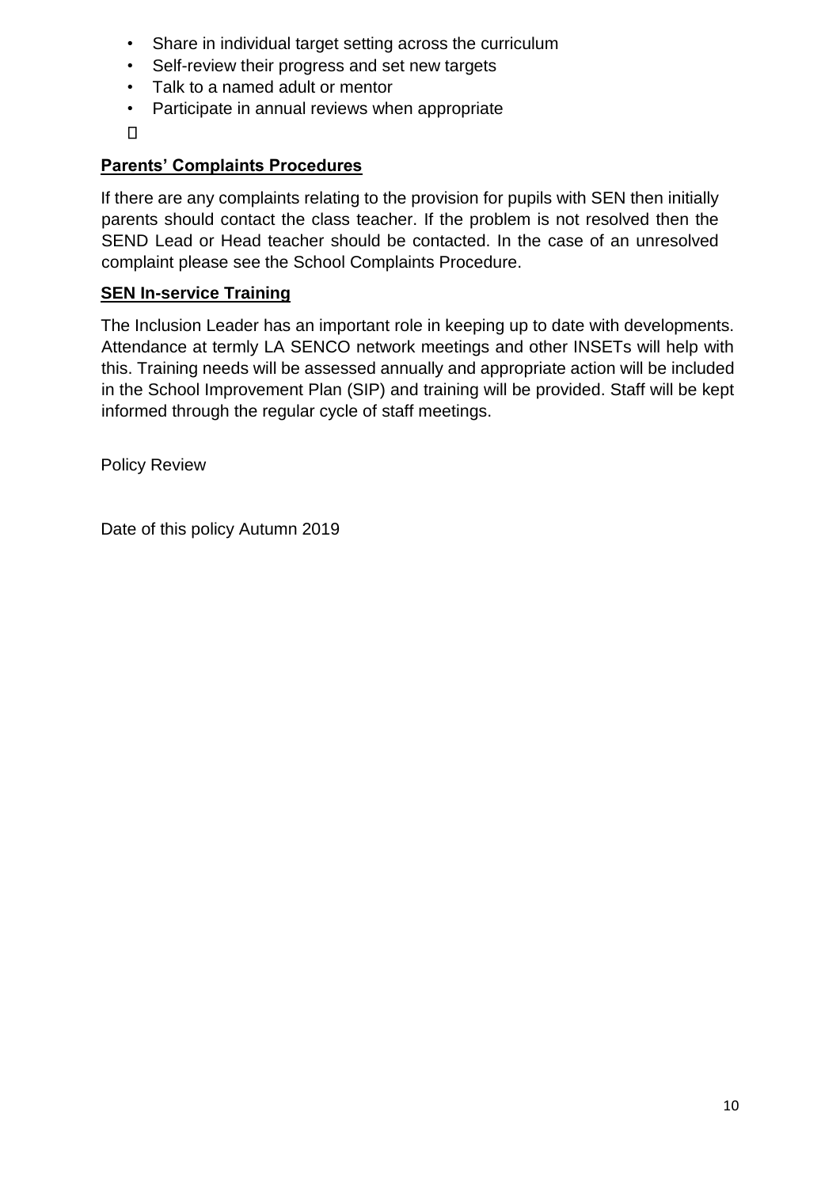- Share in individual target setting across the curriculum
- Self-review their progress and set new targets
- Talk to a named adult or mentor
- Participate in annual reviews when appropriate

**Parents' Complaints Procedures**

If there are any complaints relating to the provision for pupils with SEN then initially parents should contact the class teacher. If the problem is not resolved then the SEND Lead or Head teacher should be contacted. In the case of an unresolved complaint please see the School Complaints Procedure.

**SEN In-service Training**

The Inclusion Leader has an important role in keeping up to date with developments. Attendance at termly LA SENCO network meetings and other INSETs will help with this. Training needs will be assessed annually and appropriate action will be included in the School Improvement Plan (SIP) and training will be provided. Staff will be kept informed through the regular cycle of staff meetings.

Policy Review

Date of this policy Autumn 2019